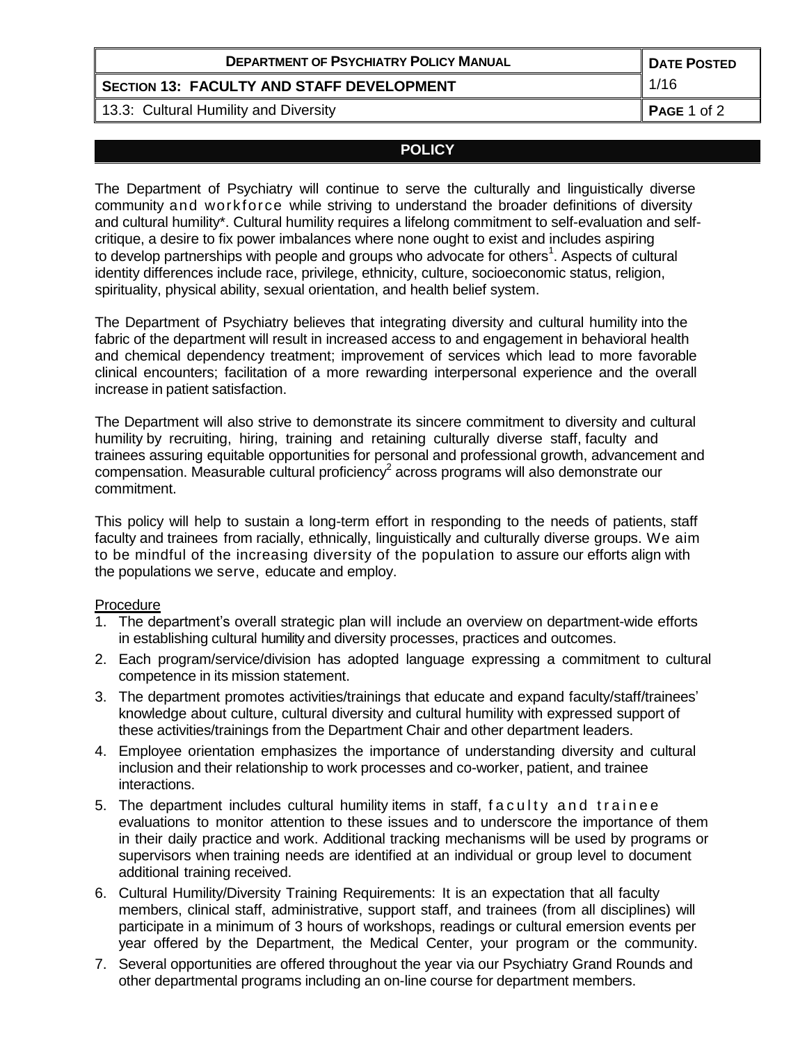| DEPARTMENT OF PSYCHIATRY POLICY MANUAL | DATE POSTED |
| --- | --- |
| SECTION 13: FACULTY AND STAFF DEVELOPMENT | 1/16 |
| 13.3: Cultural Humility and Diversity | |

## POLICY

The Department of Psychiatry will continue to serve the culturally and linguistically diverse community and workforce while striving to understand the broader definitions of diversity and cultural humility*. Cultural humility requires a lifelong commitment to self-evaluation and self-critique, a desire to fix power imbalances where none ought to exist and includes aspiring to develop partnerships with people and groups who advocate for others[1]. Aspects of cultural identity differences include race, privilege, ethnicity, culture, socioeconomic status, religion, spirituality, physical ability, sexual orientation, and health belief system.

The Department of Psychiatry believes that integrating diversity and cultural humility into the fabric of the department will result in increased access to and engagement in behavioral health and chemical dependency treatment; improvement of services which lead to more favorable clinical encounters; facilitation of a more rewarding interpersonal experience and the overall increase in patient satisfaction.

The Department will also strive to demonstrate its sincere commitment to diversity and cultural humility by recruiting, hiring, training and retaining culturally diverse staff, faculty and trainees assuring equitable opportunities for personal and professional growth, advancement and compensation. Measurable cultural proficiency[2] across programs will also demonstrate our commitment.

This policy will help to sustain a long-term effort in responding to the needs of patients, staff faculty and trainees from racially, ethnically, linguistically and culturally diverse groups. We aim to be mindful of the increasing diversity of the population to assure our efforts align with the populations we serve, educate and employ.

Procedure

1. The department's overall strategic plan will include an overview on department-wide efforts in establishing cultural humility and diversity processes, practices and outcomes.
2. Each program/service/division has adopted language expressing a commitment to cultural competence in its mission statement.
3. The department promotes activities/trainings that educate and expand faculty/staff/trainees' knowledge about culture, cultural diversity and cultural humility with expressed support of these activities/trainings from the Department Chair and other department leaders.
4. Employee orientation emphasizes the importance of understanding diversity and cultural inclusion and their relationship to work processes and co-worker, patient, and trainee interactions.
5. The department includes cultural humility items in staff, faculty and trainee evaluations to monitor attention to these issues and to underscore the importance of them in their daily practice and work. Additional tracking mechanisms will be used by programs or supervisors when training needs are identified at an individual or group level to document additional training received.
6. Cultural Humility/Diversity Training Requirements: It is an expectation that all faculty members, clinical staff, administrative, support staff, and trainees (from all disciplines) will participate in a minimum of 3 hours of workshops, readings or cultural emersion events per year offered by the Department, the Medical Center, your program or the community.
7. Several opportunities are offered throughout the year via our Psychiatry Grand Rounds and other departmental programs including an on-line course for department members.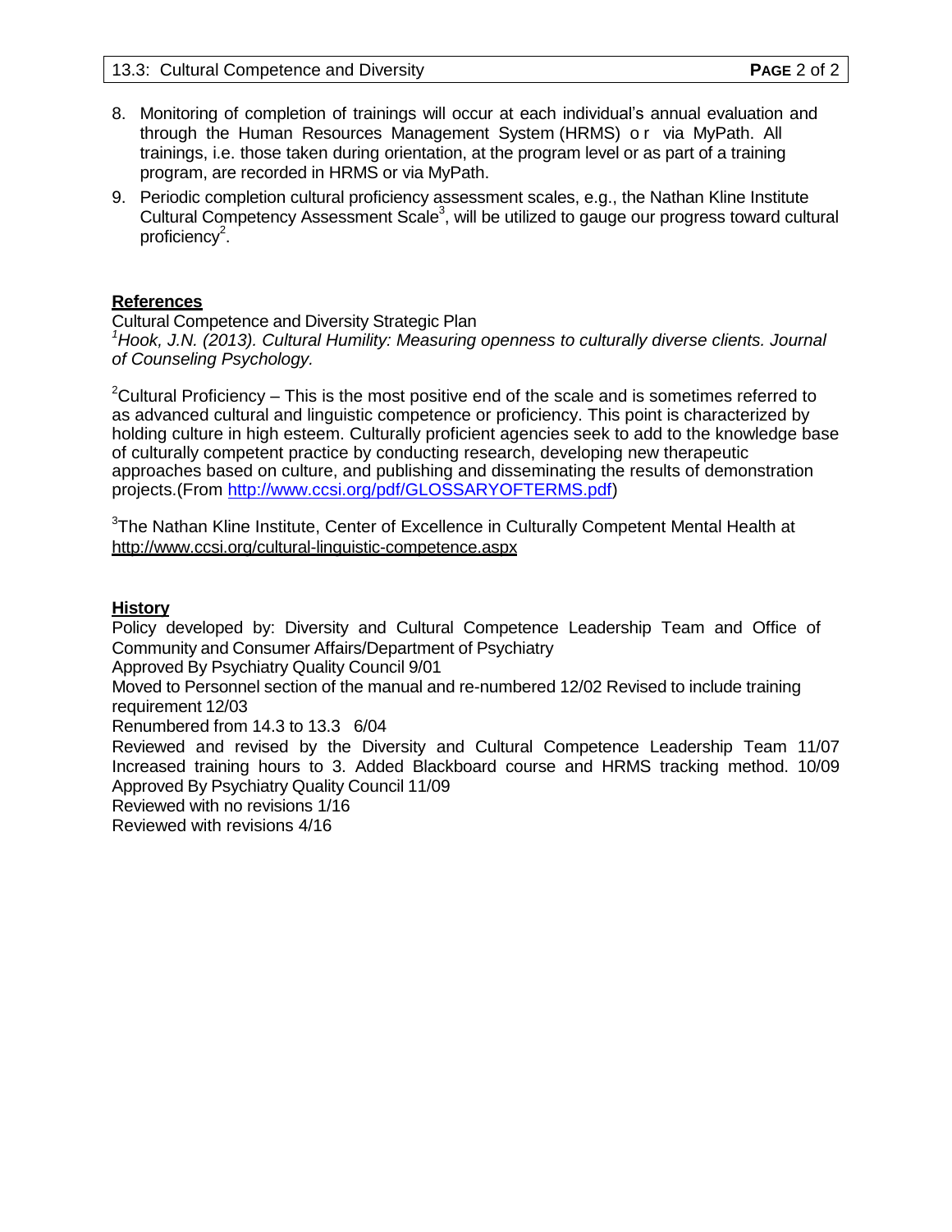8. Monitoring of completion of trainings will occur at each individual's annual evaluation and through the Human Resources Management System (HRMS) or via MyPath. All trainings, i.e. those taken during orientation, at the program level or as part of a training program, are recorded in HRMS or via MyPath.
9. Periodic completion cultural proficiency assessment scales, e.g., the Nathan Kline Institute Cultural Competency Assessment Scale[3], will be utilized to gauge our progress toward cultural proficiency[2].

**References**

Cultural Competence and Diversity Strategic Plan

[1]*Hook, J.N. (2013). Cultural Humility: Measuring openness to culturally diverse clients. Journal of Counseling Psychology.*

[2]Cultural Proficiency – This is the most positive end of the scale and is sometimes referred to as advanced cultural and linguistic competence or proficiency. This point is characterized by holding culture in high esteem. Culturally proficient agencies seek to add to the knowledge base of culturally competent practice by conducting research, developing new therapeutic approaches based on culture, and publishing and disseminating the results of demonstration projects.(From http://www.ccsi.org/pdf/GLOSSARYOFTERMS.pdf)

[3]The Nathan Kline Institute, Center of Excellence in Culturally Competent Mental Health at http://www.ccsi.org/cultural-linguistic-competence.aspx

**History**

Policy developed by: Diversity and Cultural Competence Leadership Team and Office of Community and Consumer Affairs/Department of Psychiatry

Approved By Psychiatry Quality Council 9/01

Moved to Personnel section of the manual and re-numbered 12/02 Revised to include training requirement 12/03

Renumbered from 14.3 to 13.3 6/04

Reviewed and revised by the Diversity and Cultural Competence Leadership Team 11/07 Increased training hours to 3. Added Blackboard course and HRMS tracking method. 10/09 Approved By Psychiatry Quality Council 11/09

Reviewed with no revisions 1/16

Reviewed with revisions 4/16